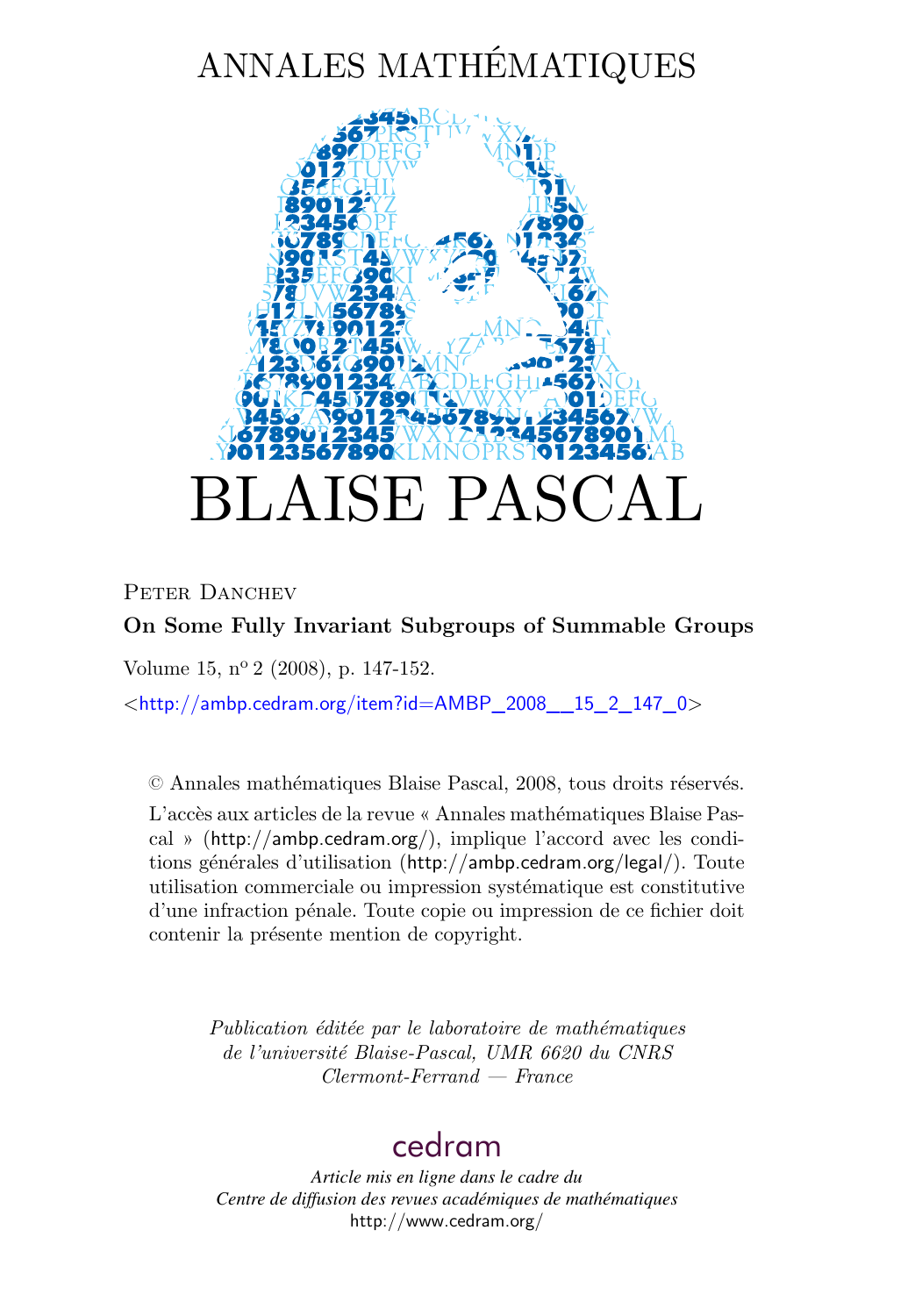# ANNALES MATHÉMATIQUES

# BLAISE PASCAL

Peter Danchev

**On Some Fully Invariant Subgroups of Summable Groups**

Volume 15, n[o] 2 (2008), p. 147-152.

<http://ambp.cedram.org/item?id=AMBP_2008__15_2_147_0>

© Annales mathématiques Blaise Pascal, 2008, tous droits réservés.

L'accès aux articles de la revue « Annales mathématiques Blaise Pascal » (http://ambp.cedram.org/), implique l'accord avec les conditions générales d'utilisation (http://ambp.cedram.org/legal/). Toute utilisation commerciale ou impression systématique est constitutive d'une infraction pénale. Toute copie ou impression de ce fichier doit contenir la présente mention de copyright.

*Publication éditée par le laboratoire de mathématiques de l'université Blaise-Pascal, UMR 6620 du CNRS Clermont-Ferrand — France*

cedram

*Article mis en ligne dans le cadre du Centre de diffusion des revues académiques de mathématiques*
http://www.cedram.org/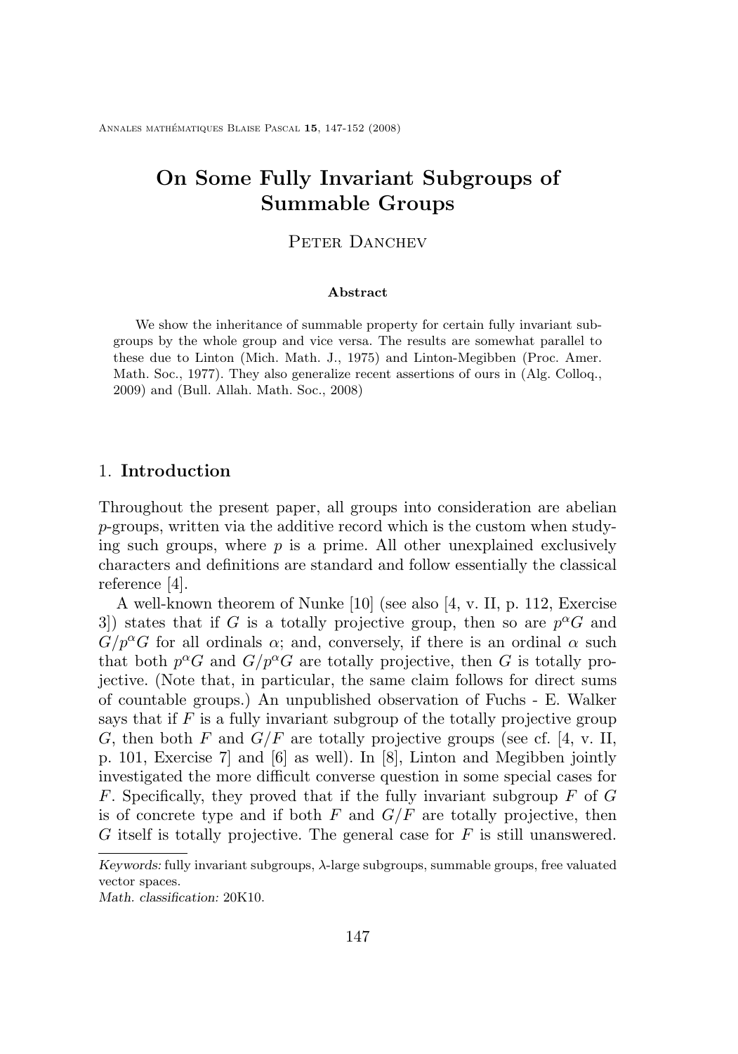# On Some Fully Invariant Subgroups of Summable Groups

Peter Danchev

**Abstract**

We show the inheritance of summable property for certain fully invariant subgroups by the whole group and vice versa. The results are somewhat parallel to these due to Linton (Mich. Math. J., 1975) and Linton-Megibben (Proc. Amer. Math. Soc., 1977). They also generalize recent assertions of ours in (Alg. Colloq., 2009) and (Bull. Allah. Math. Soc., 2008)

## 1. Introduction

Throughout the present paper, all groups into consideration are abelian $p$-groups, written via the additive record which is the custom when studying such groups, where $p$ is a prime. All other unexplained exclusively characters and definitions are standard and follow essentially the classical reference [4].

A well-known theorem of Nunke [10] (see also [4, v. II, p. 112, Exercise 3]) states that if $G$ is a totally projective group, then so are $p^\alpha G$ and $G/p^\alpha G$ for all ordinals $\alpha$; and, conversely, if there is an ordinal $\alpha$ such that both $p^\alpha G$ and $G/p^\alpha G$ are totally projective, then $G$ is totally projective. (Note that, in particular, the same claim follows for direct sums of countable groups.) An unpublished observation of Fuchs - E. Walker says that if $F$ is a fully invariant subgroup of the totally projective group $G$, then both $F$ and $G/F$ are totally projective groups (see cf. [4, v. II, p. 101, Exercise 7] and [6] as well). In [8], Linton and Megibben jointly investigated the more difficult converse question in some special cases for $F$. Specifically, they proved that if the fully invariant subgroup $F$ of $G$ is of concrete type and if both $F$ and $G/F$ are totally projective, then $G$ itself is totally projective. The general case for $F$ is still unanswered.

*Keywords:* fully invariant subgroups, $\lambda$-large subgroups, summable groups, free valuated vector spaces.

*Math. classification:* 20K10.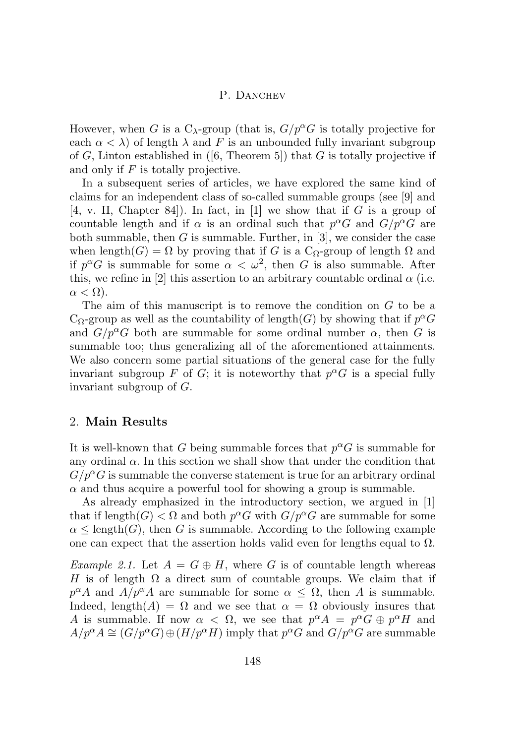However, when $G$ is a $C_\lambda$-group (that is, $G/p^\alpha G$ is totally projective for each $\alpha < \lambda$) of length $\lambda$ and $F$ is an unbounded fully invariant subgroup of $G$, Linton established in ([6, Theorem 5]) that $G$ is totally projective if and only if $F$ is totally projective.

In a subsequent series of articles, we have explored the same kind of claims for an independent class of so-called summable groups (see [9] and [4, v. II, Chapter 84]). In fact, in [1] we show that if $G$ is a group of countable length and if $\alpha$ is an ordinal such that $p^\alpha G$ and $G/p^\alpha G$ are both summable, then $G$ is summable. Further, in [3], we consider the case when length$(G) = \Omega$ by proving that if $G$ is a $C_\Omega$-group of length $\Omega$ and if $p^\alpha G$ is summable for some $\alpha < \omega^2$, then $G$ is also summable. After this, we refine in [2] this assertion to an arbitrary countable ordinal $\alpha$ (i.e. $\alpha < \Omega$).

The aim of this manuscript is to remove the condition on $G$ to be a $C_\Omega$-group as well as the countability of length$(G)$ by showing that if $p^\alpha G$ and $G/p^\alpha G$ both are summable for some ordinal number $\alpha$, then $G$ is summable too; thus generalizing all of the aforementioned attainments. We also concern some partial situations of the general case for the fully invariant subgroup $F$ of $G$; it is noteworthy that $p^\alpha G$ is a special fully invariant subgroup of $G$.

## 2. **Main Results**

It is well-known that $G$ being summable forces that $p^\alpha G$ is summable for any ordinal $\alpha$. In this section we shall show that under the condition that $G/p^\alpha G$ is summable the converse statement is true for an arbitrary ordinal $\alpha$ and thus acquire a powerful tool for showing a group is summable.

As already emphasized in the introductory section, we argued in [1] that if length$(G) < \Omega$ and both $p^\alpha G$ with $G/p^\alpha G$ are summable for some $\alpha \leq$ length$(G)$, then $G$ is summable. According to the following example one can expect that the assertion holds valid even for lengths equal to $\Omega$.

*Example 2.1.* Let $A = G \oplus H$, where $G$ is of countable length whereas $H$ is of length $\Omega$ a direct sum of countable groups. We claim that if $p^\alpha A$ and $A/p^\alpha A$ are summable for some $\alpha \leq \Omega$, then $A$ is summable. Indeed, length$(A) = \Omega$ and we see that $\alpha = \Omega$ obviously insures that $A$ is summable. If now $\alpha < \Omega$, we see that $p^\alpha A = p^\alpha G \oplus p^\alpha H$ and $A/p^\alpha A \cong (G/p^\alpha G) \oplus (H/p^\alpha H)$ imply that $p^\alpha G$ and $G/p^\alpha G$ are summable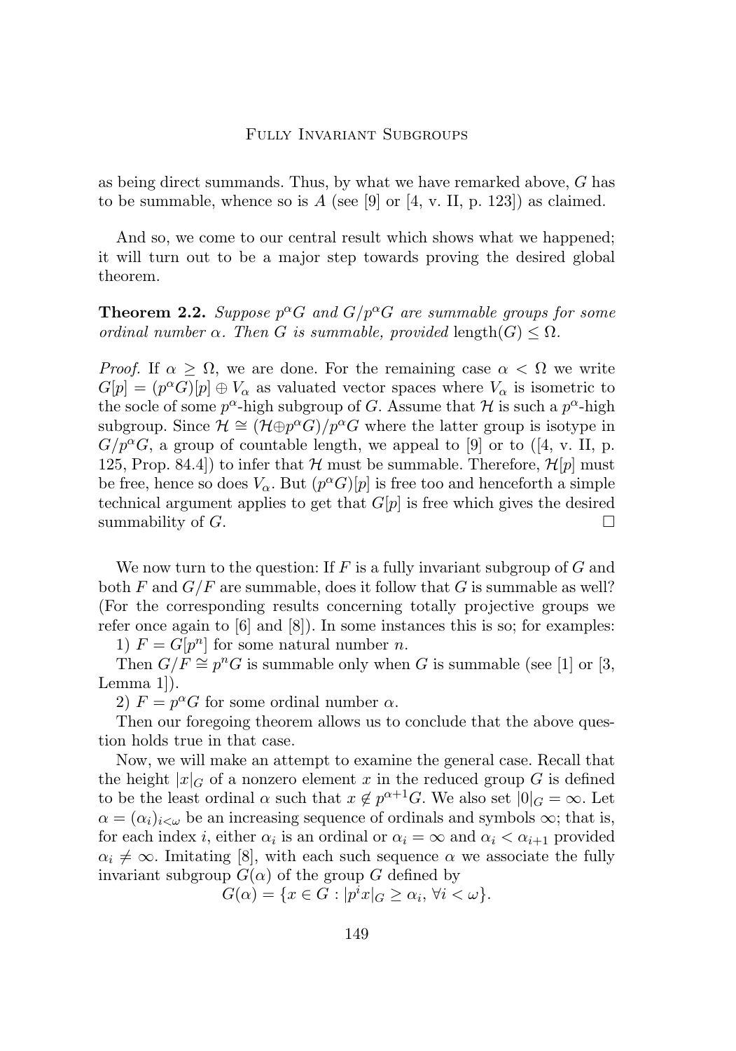as being direct summands. Thus, by what we have remarked above, $G$ has to be summable, whence so is $A$ (see [9] or [4, v. II, p. 123]) as claimed.

And so, we come to our central result which shows what we happened; it will turn out to be a major step towards proving the desired global theorem.

**Theorem 2.2.** *Suppose $p^\alpha G$ and $G/p^\alpha G$ are summable groups for some ordinal number $\alpha$. Then $G$ is summable, provided* $\mathrm{length}(G) \leq \Omega$.

*Proof.* If $\alpha \geq \Omega$, we are done. For the remaining case $\alpha < \Omega$ we write $G[p] = (p^\alpha G)[p] \oplus V_\alpha$ as valuated vector spaces where $V_\alpha$ is isometric to the socle of some $p^\alpha$-high subgroup of $G$. Assume that $\mathcal{H}$ is such a $p^\alpha$-high subgroup. Since $\mathcal{H} \cong (\mathcal{H} \oplus p^\alpha G)/p^\alpha G$ where the latter group is isotype in $G/p^\alpha G$, a group of countable length, we appeal to [9] or to ([4, v. II, p. 125, Prop. 84.4]) to infer that $\mathcal{H}$ must be summable. Therefore, $\mathcal{H}[p]$ must be free, hence so does $V_\alpha$. But $(p^\alpha G)[p]$ is free too and henceforth a simple technical argument applies to get that $G[p]$ is free which gives the desired summability of $G$. $\square$

We now turn to the question: If $F$ is a fully invariant subgroup of $G$ and both $F$ and $G/F$ are summable, does it follow that $G$ is summable as well? (For the corresponding results concerning totally projective groups we refer once again to [6] and [8]). In some instances this is so; for examples:

1) $F = G[p^n]$ for some natural number $n$.

Then $G/F \cong p^n G$ is summable only when $G$ is summable (see [1] or [3, Lemma 1]).

2) $F = p^\alpha G$ for some ordinal number $\alpha$.

Then our foregoing theorem allows us to conclude that the above question holds true in that case.

Now, we will make an attempt to examine the general case. Recall that the height $|x|_G$ of a nonzero element $x$ in the reduced group $G$ is defined to be the least ordinal $\alpha$ such that $x \notin p^{\alpha+1}G$. We also set $|0|_G = \infty$. Let $\alpha = (\alpha_i)_{i<\omega}$ be an increasing sequence of ordinals and symbols $\infty$; that is, for each index $i$, either $\alpha_i$ is an ordinal or $\alpha_i = \infty$ and $\alpha_i < \alpha_{i+1}$ provided $\alpha_i \neq \infty$. Imitating [8], with each such sequence $\alpha$ we associate the fully invariant subgroup $G(\alpha)$ of the group $G$ defined by

$$G(\alpha) = \{x \in G : |p^i x|_G \geq \alpha_i,\ \forall i < \omega\}.$$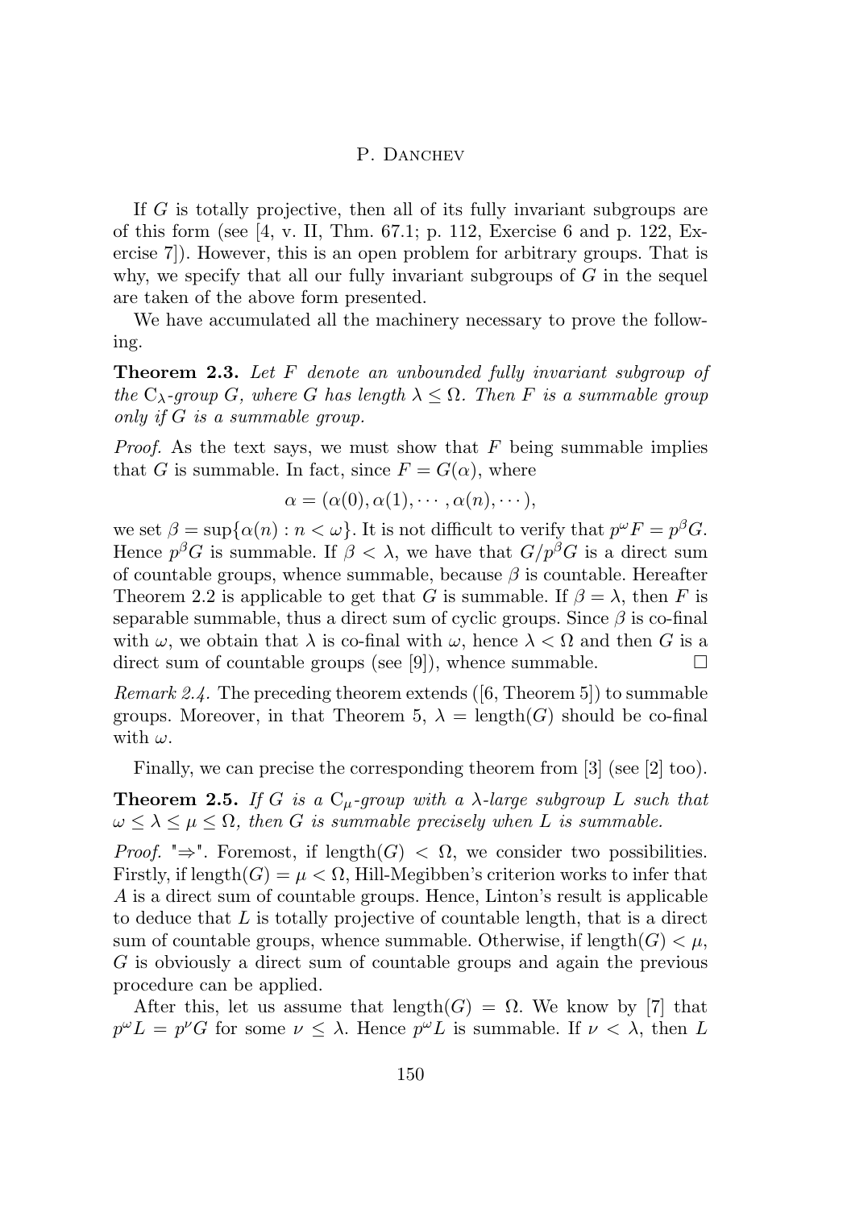If $G$ is totally projective, then all of its fully invariant subgroups are of this form (see [4, v. II, Thm. 67.1; p. 112, Exercise 6 and p. 122, Exercise 7]). However, this is an open problem for arbitrary groups. That is why, we specify that all our fully invariant subgroups of $G$ in the sequel are taken of the above form presented.

We have accumulated all the machinery necessary to prove the following.

**Theorem 2.3.** *Let $F$ denote an unbounded fully invariant subgroup of the $\mathrm{C}_\lambda$-group $G$, where $G$ has length $\lambda \leq \Omega$. Then $F$ is a summable group only if $G$ is a summable group.*

*Proof.* As the text says, we must show that $F$ being summable implies that $G$ is summable. In fact, since $F = G(\alpha)$, where

$$\alpha = (\alpha(0), \alpha(1), \cdots, \alpha(n), \cdots),$$

we set $\beta = \sup\{\alpha(n) : n < \omega\}$. It is not difficult to verify that $p^\omega F = p^\beta G$. Hence $p^\beta G$ is summable. If $\beta < \lambda$, we have that $G/p^\beta G$ is a direct sum of countable groups, whence summable, because $\beta$ is countable. Hereafter Theorem 2.2 is applicable to get that $G$ is summable. If $\beta = \lambda$, then $F$ is separable summable, thus a direct sum of cyclic groups. Since $\beta$ is co-final with $\omega$, we obtain that $\lambda$ is co-final with $\omega$, hence $\lambda < \Omega$ and then $G$ is a direct sum of countable groups (see [9]), whence summable. $\square$

*Remark 2.4.* The preceding theorem extends ([6, Theorem 5]) to summable groups. Moreover, in that Theorem 5, $\lambda = \mathrm{length}(G)$ should be co-final with $\omega$.

Finally, we can precise the corresponding theorem from [3] (see [2] too).

**Theorem 2.5.** *If $G$ is a $\mathrm{C}_\mu$-group with a $\lambda$-large subgroup $L$ such that $\omega \leq \lambda \leq \mu \leq \Omega$, then $G$ is summable precisely when $L$ is summable.*

*Proof.* "$\Rightarrow$". Foremost, if $\mathrm{length}(G) < \Omega$, we consider two possibilities. Firstly, if $\mathrm{length}(G) = \mu < \Omega$, Hill-Megibben's criterion works to infer that $A$ is a direct sum of countable groups. Hence, Linton's result is applicable to deduce that $L$ is totally projective of countable length, that is a direct sum of countable groups, whence summable. Otherwise, if $\mathrm{length}(G) < \mu$, $G$ is obviously a direct sum of countable groups and again the previous procedure can be applied.

After this, let us assume that $\mathrm{length}(G) = \Omega$. We know by [7] that $p^\omega L = p^\nu G$ for some $\nu \leq \lambda$. Hence $p^\omega L$ is summable. If $\nu < \lambda$, then $L$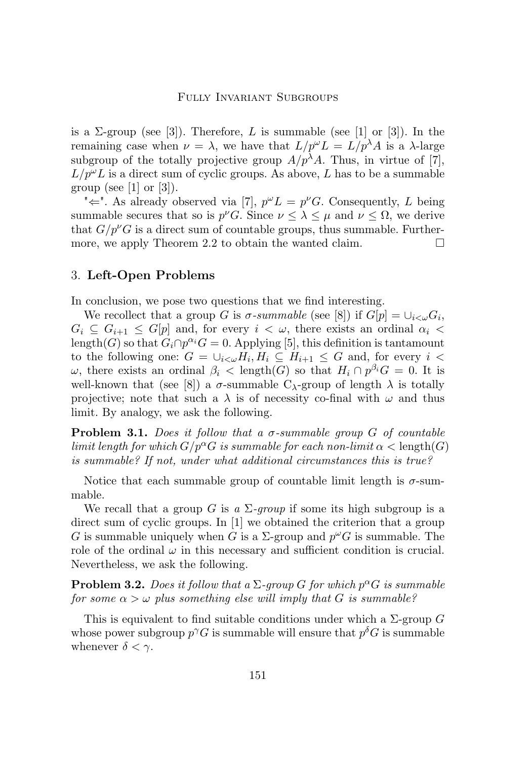is a $\Sigma$-group (see [3]). Therefore, $L$ is summable (see [1] or [3]). In the remaining case when $\nu = \lambda$, we have that $L/p^{\omega}L = L/p^{\lambda}A$ is a $\lambda$-large subgroup of the totally projective group $A/p^{\lambda}A$. Thus, in virtue of [7], $L/p^{\omega}L$ is a direct sum of cyclic groups. As above, $L$ has to be a summable group (see [1] or [3]).

"$\Leftarrow$". As already observed via [7], $p^{\omega}L = p^{\nu}G$. Consequently, $L$ being summable secures that so is $p^{\nu}G$. Since $\nu \leq \lambda \leq \mu$ and $\nu \leq \Omega$, we derive that $G/p^{\nu}G$ is a direct sum of countable groups, thus summable. Furthermore, we apply Theorem 2.2 to obtain the wanted claim. $\square$

## 3. **Left-Open Problems**

In conclusion, we pose two questions that we find interesting.

We recollect that a group $G$ is *$\sigma$-summable* (see [8]) if $G[p] = \cup_{i<\omega} G_i$, $G_i \subseteq G_{i+1} \leq G[p]$ and, for every $i < \omega$, there exists an ordinal $\alpha_i < \mathrm{length}(G)$ so that $G_i \cap p^{\alpha_i}G = 0$. Applying [5], this definition is tantamount to the following one: $G = \cup_{i<\omega} H_i, H_i \subseteq H_{i+1} \leq G$ and, for every $i < \omega$, there exists an ordinal $\beta_i < \mathrm{length}(G)$ so that $H_i \cap p^{\beta_i}G = 0$. It is well-known that (see [8]) a $\sigma$-summable $C_{\lambda}$-group of length $\lambda$ is totally projective; note that such a $\lambda$ is of necessity co-final with $\omega$ and thus limit. By analogy, we ask the following.

**Problem 3.1.** *Does it follow that a $\sigma$-summable group $G$ of countable limit length for which $G/p^{\alpha}G$ is summable for each non-limit $\alpha < \mathrm{length}(G)$ is summable? If not, under what additional circumstances this is true?*

Notice that each summable group of countable limit length is $\sigma$-summable.

We recall that a group $G$ is *a $\Sigma$-group* if some its high subgroup is a direct sum of cyclic groups. In [1] we obtained the criterion that a group $G$ is summable uniquely when $G$ is a $\Sigma$-group and $p^{\omega}G$ is summable. The role of the ordinal $\omega$ in this necessary and sufficient condition is crucial. Nevertheless, we ask the following.

**Problem 3.2.** *Does it follow that a $\Sigma$-group $G$ for which $p^{\alpha}G$ is summable for some $\alpha > \omega$ plus something else will imply that $G$ is summable?*

This is equivalent to find suitable conditions under which a $\Sigma$-group $G$ whose power subgroup $p^{\gamma}G$ is summable will ensure that $p^{\delta}G$ is summable whenever $\delta < \gamma$.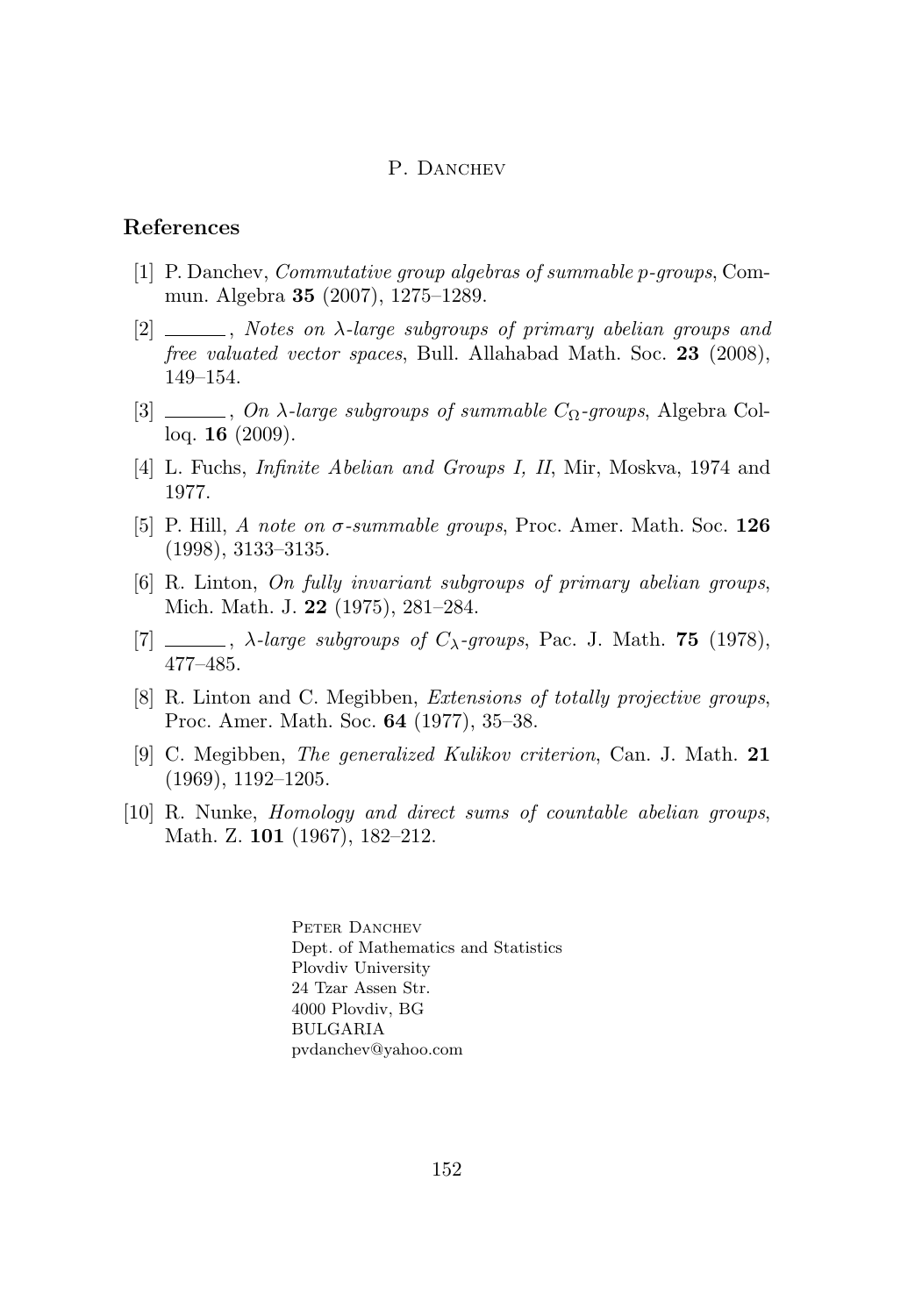## References

[1] P. Danchev, *Commutative group algebras of summable p-groups*, Commun. Algebra **35** (2007), 1275–1289.

[2] ———, *Notes on $\lambda$-large subgroups of primary abelian groups and free valuated vector spaces*, Bull. Allahabad Math. Soc. **23** (2008), 149–154.

[3] ———, *On $\lambda$-large subgroups of summable $C_\Omega$-groups*, Algebra Colloq. **16** (2009).

[4] L. Fuchs, *Infinite Abelian and Groups I, II*, Mir, Moskva, 1974 and 1977.

[5] P. Hill, *A note on $\sigma$-summable groups*, Proc. Amer. Math. Soc. **126** (1998), 3133–3135.

[6] R. Linton, *On fully invariant subgroups of primary abelian groups*, Mich. Math. J. **22** (1975), 281–284.

[7] ———, *$\lambda$-large subgroups of $C_\lambda$-groups*, Pac. J. Math. **75** (1978), 477–485.

[8] R. Linton and C. Megibben, *Extensions of totally projective groups*, Proc. Amer. Math. Soc. **64** (1977), 35–38.

[9] C. Megibben, *The generalized Kulikov criterion*, Can. J. Math. **21** (1969), 1192–1205.

[10] R. Nunke, *Homology and direct sums of countable abelian groups*, Math. Z. **101** (1967), 182–212.

Peter Danchev
Dept. of Mathematics and Statistics
Plovdiv University
24 Tzar Assen Str.
4000 Plovdiv, BG
BULGARIA
pvdanchev@yahoo.com